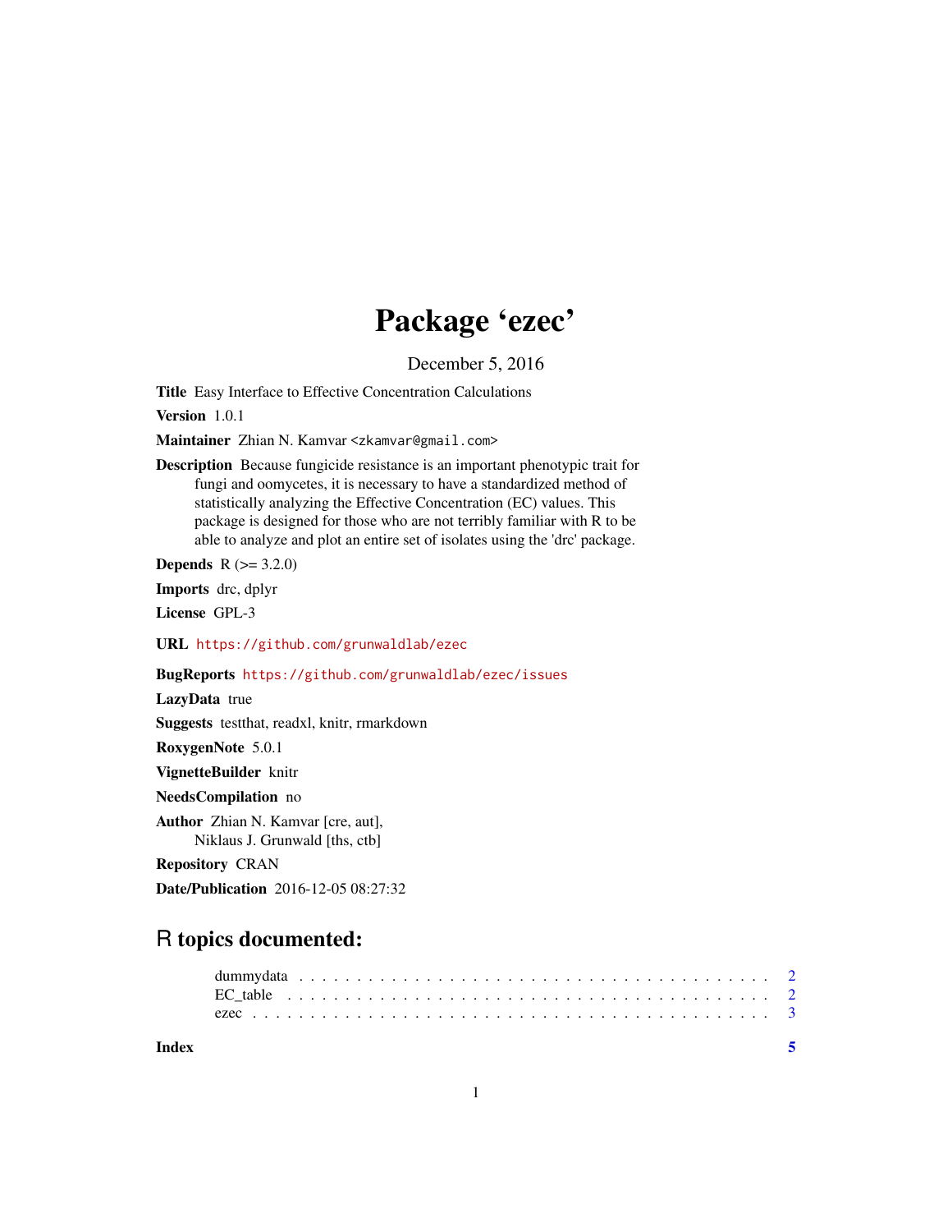# Package 'ezec'

December 5, 2016

**Title** Easy Interface to Effective Concentration Calculations

**Version** 1.0.1

**Maintainer** Zhian N. Kamvar <zkamvar@gmail.com>

**Description** Because fungicide resistance is an important phenotypic trait for fungi and oomycetes, it is necessary to have a standardized method of statistically analyzing the Effective Concentration (EC) values. This package is designed for those who are not terribly familiar with R to be able to analyze and plot an entire set of isolates using the 'drc' package.

**Depends** R (>= 3.2.0)

**Imports** drc, dplyr

**License** GPL-3

**URL** https://github.com/grunwaldlab/ezec

**BugReports** https://github.com/grunwaldlab/ezec/issues

**LazyData** true

**Suggests** testthat, readxl, knitr, rmarkdown

**RoxygenNote** 5.0.1

**VignetteBuilder** knitr

**NeedsCompilation** no

**Author** Zhian N. Kamvar [cre, aut],
Niklaus J. Grunwald [ths, ctb]

**Repository** CRAN

**Date/Publication** 2016-12-05 08:27:32

## R topics documented:

- dummydata . . . . . . . . . . . . . . . . . . . . . . . . . . . . . . . . . . . . . . 2
- EC_table . . . . . . . . . . . . . . . . . . . . . . . . . . . . . . . . . . . . . . 2
- ezec . . . . . . . . . . . . . . . . . . . . . . . . . . . . . . . . . . . . . . 3

**Index** 5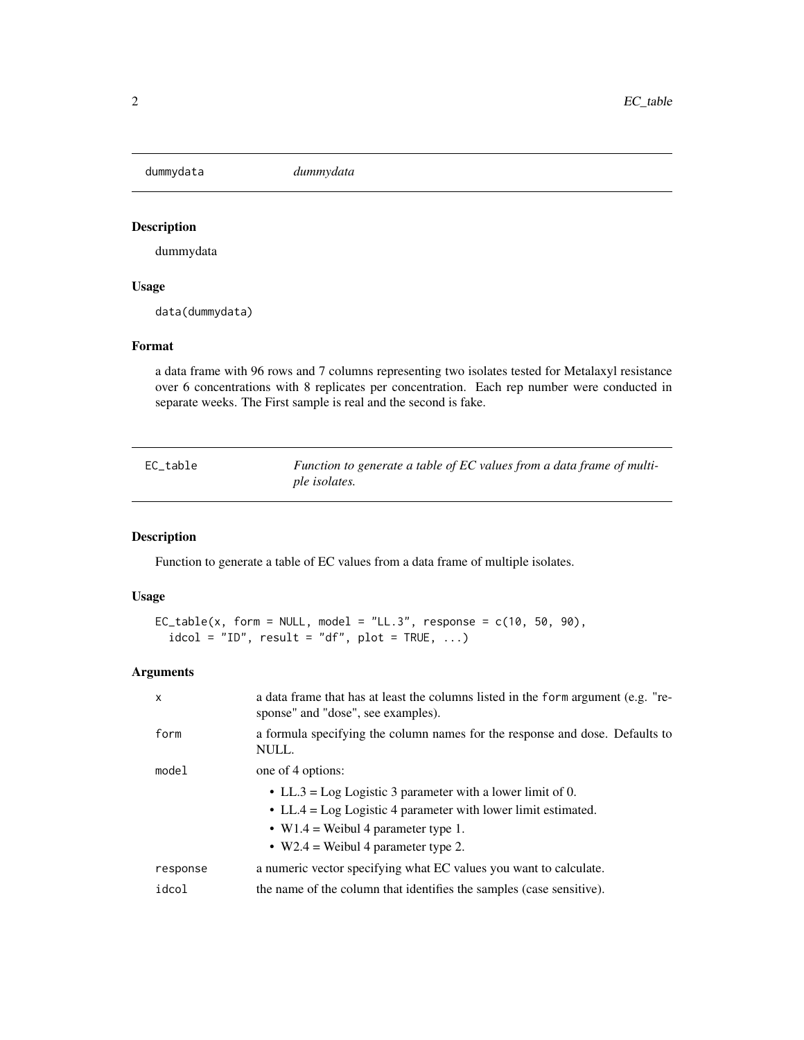## dummydata *dummydata*

### Description

dummydata

### Usage

```
data(dummydata)
```

### Format

a data frame with 96 rows and 7 columns representing two isolates tested for Metalaxyl resistance over 6 concentrations with 8 replicates per concentration. Each rep number were conducted in separate weeks. The First sample is real and the second is fake.

## EC_table *Function to generate a table of EC values from a data frame of multiple isolates.*

### Description

Function to generate a table of EC values from a data frame of multiple isolates.

### Usage

```
EC_table(x, form = NULL, model = "LL.3", response = c(10, 50, 90),
  idcol = "ID", result = "df", plot = TRUE, ...)
```

### Arguments

| | |
|---|---|
| x | a data frame that has at least the columns listed in the form argument (e.g. "response" and "dose", see examples). |
| form | a formula specifying the column names for the response and dose. Defaults to NULL. |
| model | one of 4 options:<br>• LL.3 = Log Logistic 3 parameter with a lower limit of 0.<br>• LL.4 = Log Logistic 4 parameter with lower limit estimated.<br>• W1.4 = Weibul 4 parameter type 1.<br>• W2.4 = Weibul 4 parameter type 2. |
| response | a numeric vector specifying what EC values you want to calculate. |
| idcol | the name of the column that identifies the samples (case sensitive). |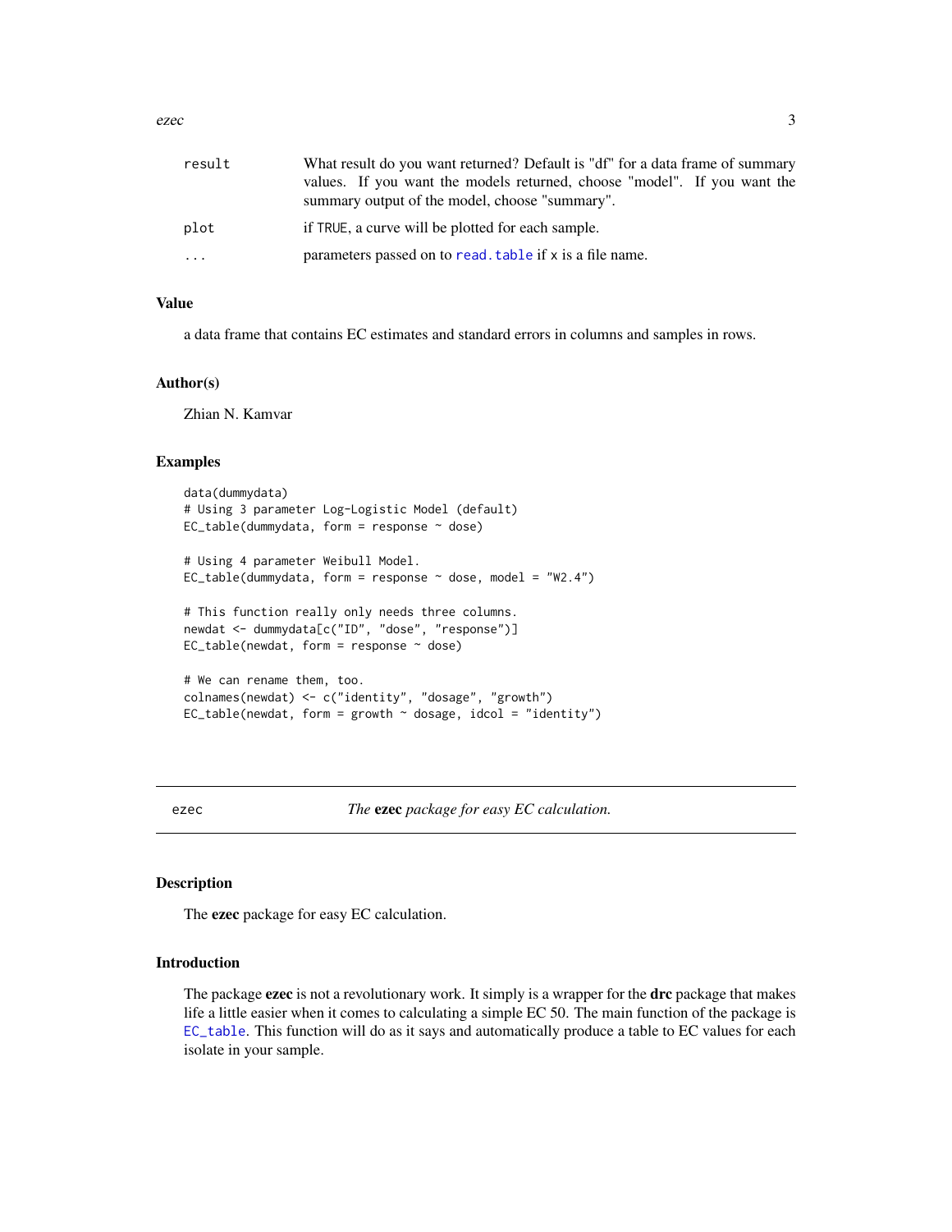| | |
|---|---|
| result | What result do you want returned? Default is "df" for a data frame of summary values. If you want the models returned, choose "model". If you want the summary output of the model, choose "summary". |
| plot | if TRUE, a curve will be plotted for each sample. |
| ... | parameters passed on to read.table if x is a file name. |

### Value

a data frame that contains EC estimates and standard errors in columns and samples in rows.

### Author(s)

Zhian N. Kamvar

### Examples

```
data(dummydata)
# Using 3 parameter Log-Logistic Model (default)
EC_table(dummydata, form = response ~ dose)

# Using 4 parameter Weibull Model.
EC_table(dummydata, form = response ~ dose, model = "W2.4")

# This function really only needs three columns.
newdat <- dummydata[c("ID", "dose", "response")]
EC_table(newdat, form = response ~ dose)

# We can rename them, too.
colnames(newdat) <- c("identity", "dosage", "growth")
EC_table(newdat, form = growth ~ dosage, idcol = "identity")
```

---

## ezec — *The* **ezec** *package for easy EC calculation.*

---

### Description

The **ezec** package for easy EC calculation.

### Introduction

The package **ezec** is not a revolutionary work. It simply is a wrapper for the **drc** package that makes life a little easier when it comes to calculating a simple EC 50. The main function of the package is EC_table. This function will do as it says and automatically produce a table to EC values for each isolate in your sample.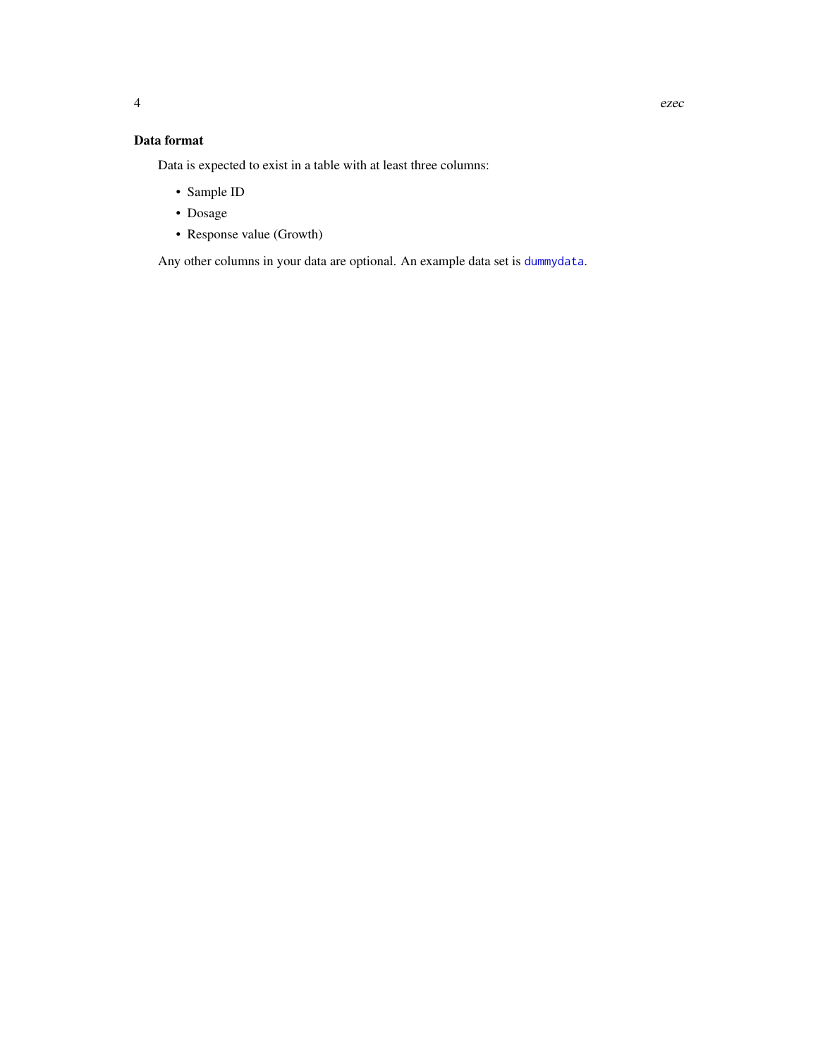### Data format

Data is expected to exist in a table with at least three columns:

- Sample ID
- Dosage
- Response value (Growth)

Any other columns in your data are optional. An example data set is `dummydata`.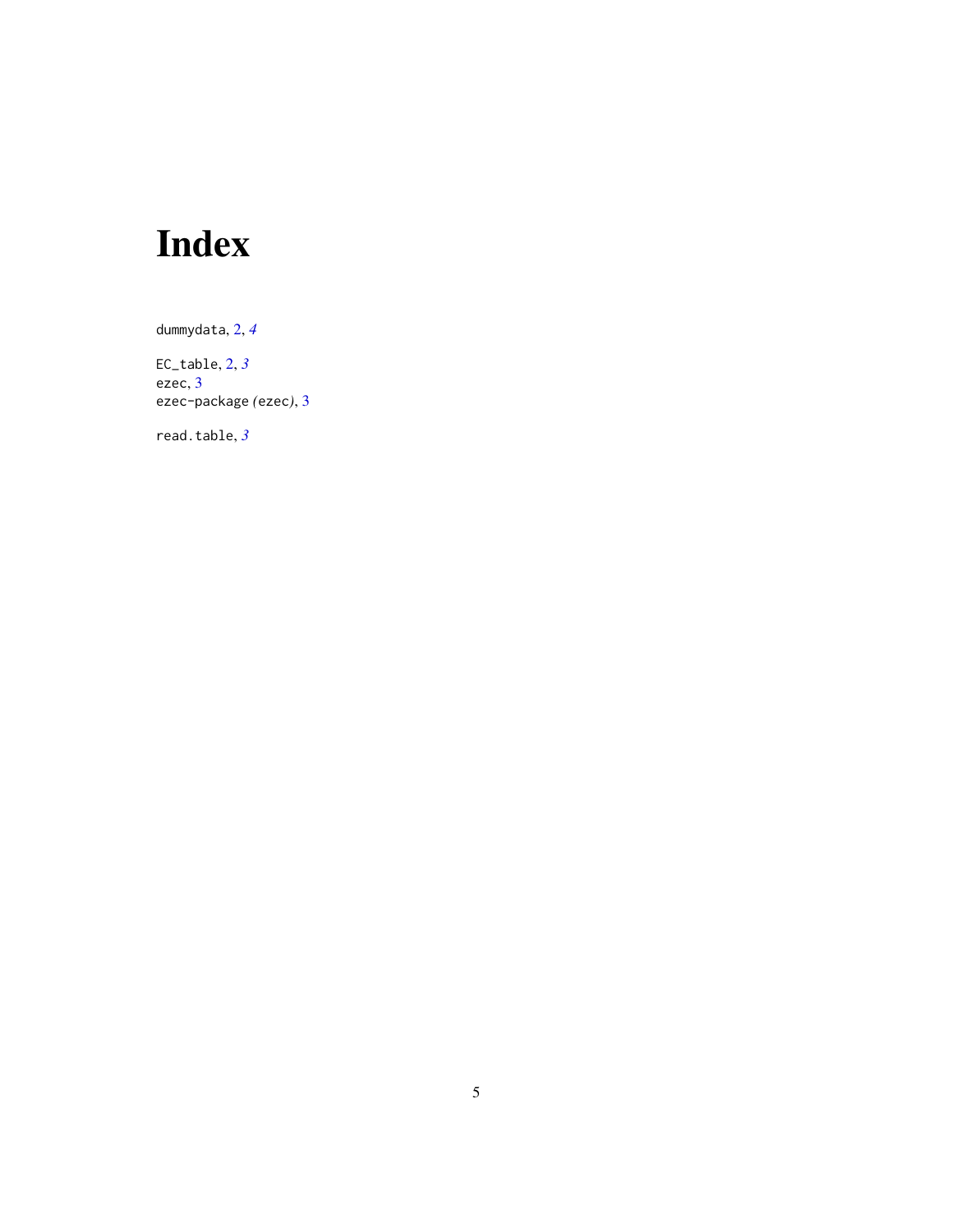# Index

dummydata, 2, *4*

EC_table, 2, *3*
ezec, 3
ezec-package *(*ezec*)*, 3

read.table, *3*